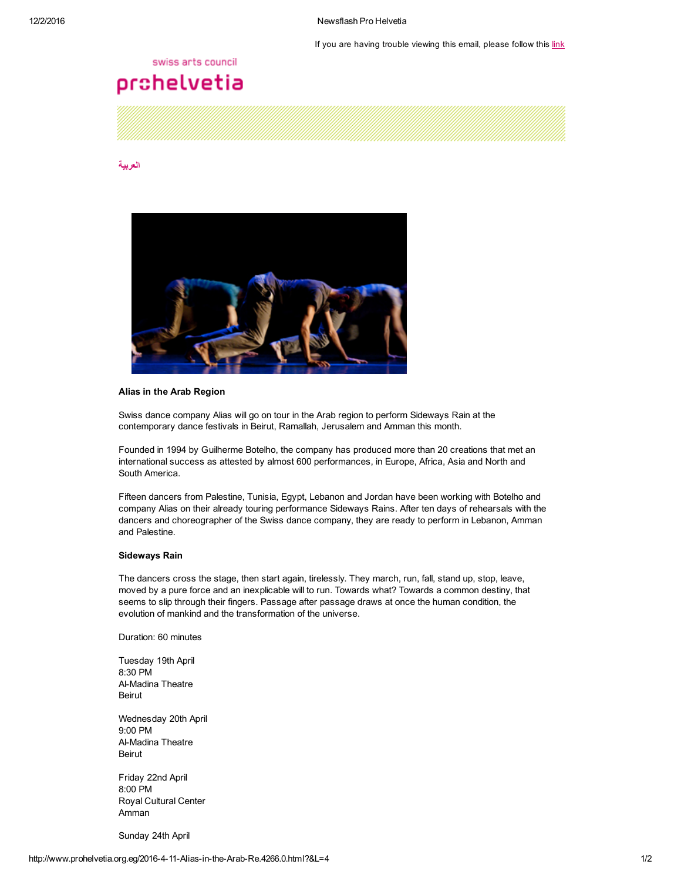If you are having trouble viewing this email, please follow this link

swiss arts council
prohelvetia

العربية

**Alias in the Arab Region**

Swiss dance company Alias will go on tour in the Arab region to perform Sideways Rain at the contemporary dance festivals in Beirut, Ramallah, Jerusalem and Amman this month.

Founded in 1994 by Guilherme Botelho, the company has produced more than 20 creations that met an international success as attested by almost 600 performances, in Europe, Africa, Asia and North and South America.

Fifteen dancers from Palestine, Tunisia, Egypt, Lebanon and Jordan have been working with Botelho and company Alias on their already touring performance Sideways Rains. After ten days of rehearsals with the dancers and choreographer of the Swiss dance company, they are ready to perform in Lebanon, Amman and Palestine.

**Sideways Rain**

The dancers cross the stage, then start again, tirelessly. They march, run, fall, stand up, stop, leave, moved by a pure force and an inexplicable will to run. Towards what? Towards a common destiny, that seems to slip through their fingers. Passage after passage draws at once the human condition, the evolution of mankind and the transformation of the universe.

Duration: 60 minutes

Tuesday 19th April
8:30 PM
Al-Madina Theatre
Beirut

Wednesday 20th April
9:00 PM
Al-Madina Theatre
Beirut

Friday 22nd April
8:00 PM
Royal Cultural Center
Amman

Sunday 24th April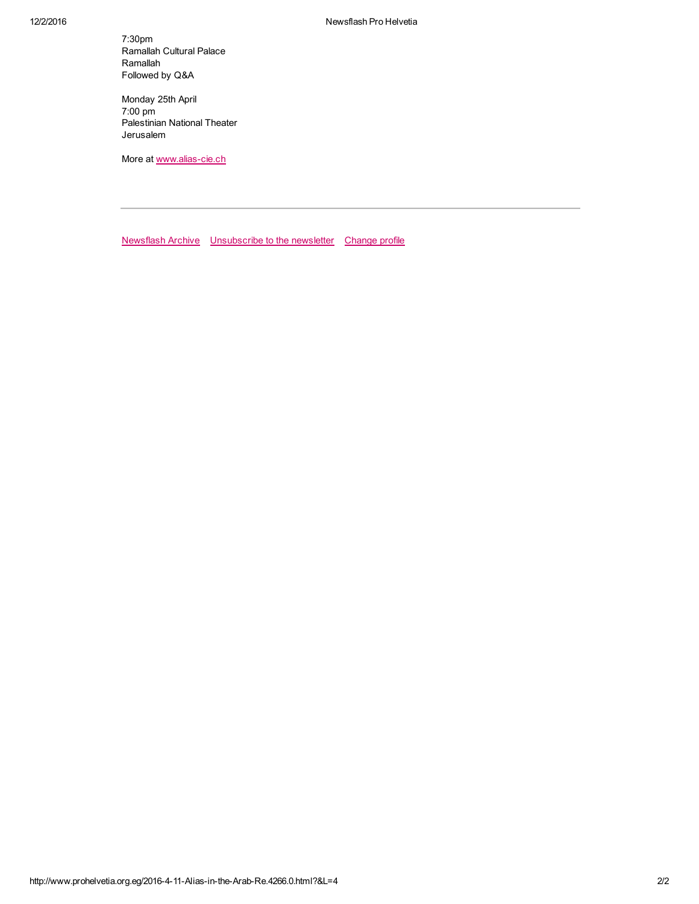7:30pm
Ramallah Cultural Palace
Ramallah
Followed by Q&A

Monday 25th April
7:00 pm
Palestinian National Theater
Jerusalem

More at www.alias-cie.ch

---

Newsflash Archive Unsubscribe to the newsletter Change profile